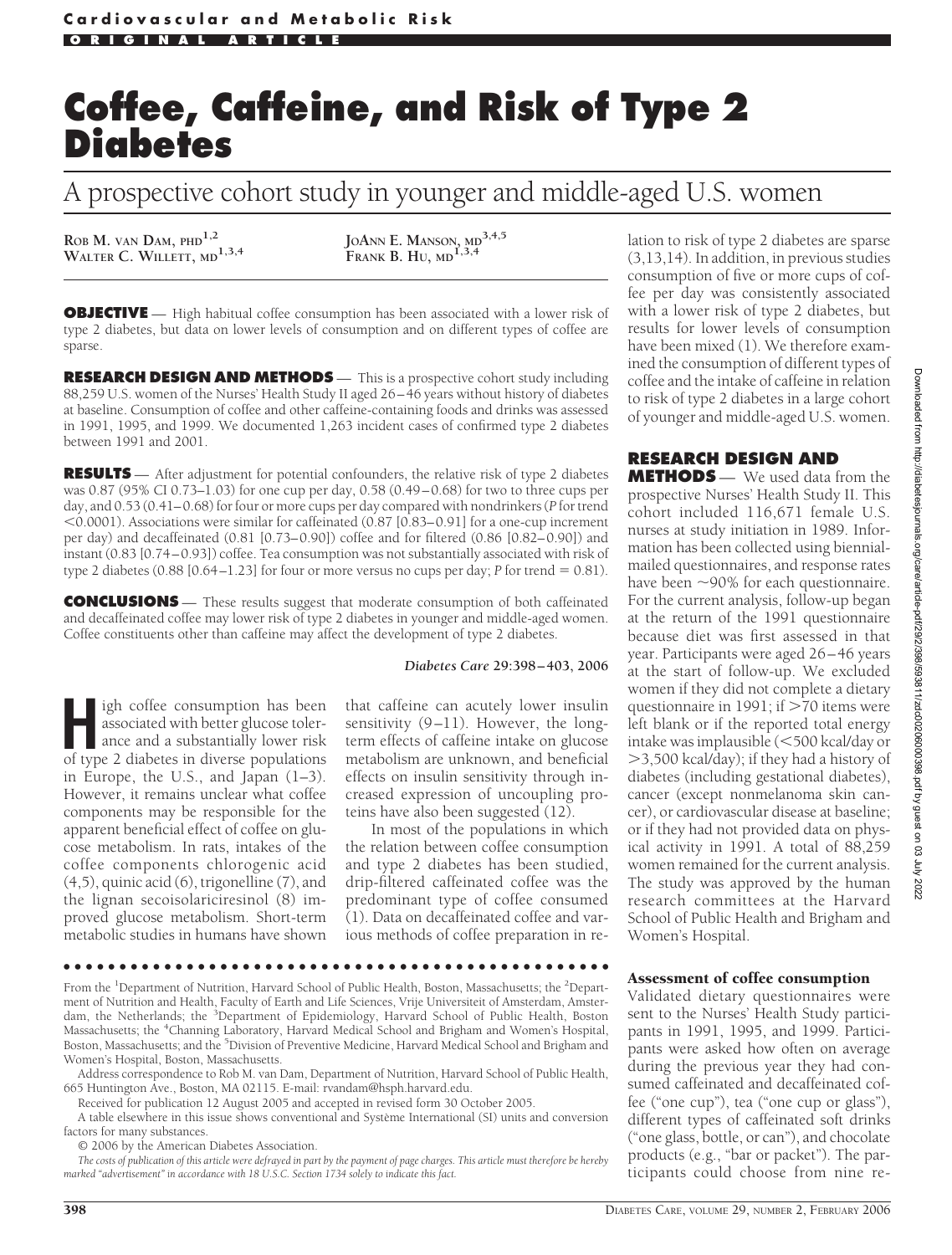# Coffee, Caffeine, and Risk of Type 2 Diabetes

## A prospective cohort study in younger and middle-aged U.S. women

ROB M. VAN DAM, PHD[1,2]
WALTER C. WILLETT, MD[1,3,4]
JOANN E. MANSON, MD[3,4,5]
FRANK B. HU, MD[1,3,4]

**OBJECTIVE** — High habitual coffee consumption has been associated with a lower risk of type 2 diabetes, but data on lower levels of consumption and on different types of coffee are sparse.

**RESEARCH DESIGN AND METHODS** — This is a prospective cohort study including 88,259 U.S. women of the Nurses' Health Study II aged 26–46 years without history of diabetes at baseline. Consumption of coffee and other caffeine-containing foods and drinks was assessed in 1991, 1995, and 1999. We documented 1,263 incident cases of confirmed type 2 diabetes between 1991 and 2001.

**RESULTS** — After adjustment for potential confounders, the relative risk of type 2 diabetes was 0.87 (95% CI 0.73–1.03) for one cup per day, 0.58 (0.49–0.68) for two to three cups per day, and 0.53 (0.41–0.68) for four or more cups per day compared with nondrinkers (*P* for trend <0.0001). Associations were similar for caffeinated (0.87 [0.83–0.91] for a one-cup increment per day) and decaffeinated (0.81 [0.73–0.90]) coffee and for filtered (0.86 [0.82–0.90]) and instant (0.83 [0.74–0.93]) coffee. Tea consumption was not substantially associated with risk of type 2 diabetes (0.88 [0.64–1.23] for four or more versus no cups per day; *P* for trend = 0.81).

**CONCLUSIONS** — These results suggest that moderate consumption of both caffeinated and decaffeinated coffee may lower risk of type 2 diabetes in younger and middle-aged women. Coffee constituents other than caffeine may affect the development of type 2 diabetes.

*Diabetes Care* **29:398–403, 2006**

High coffee consumption has been associated with better glucose tolerance and a substantially lower risk of type 2 diabetes in diverse populations in Europe, the U.S., and Japan (1–3). However, it remains unclear what coffee components may be responsible for the apparent beneficial effect of coffee on glucose metabolism. In rats, intakes of the coffee components chlorogenic acid (4,5), quinic acid (6), trigonelline (7), and the lignan secoisolariciresinol (8) improved glucose metabolism. Short-term metabolic studies in humans have shown that caffeine can acutely lower insulin sensitivity (9–11). However, the long-term effects of caffeine intake on glucose metabolism are unknown, and beneficial effects on insulin sensitivity through increased expression of uncoupling proteins have also been suggested (12).

In most of the populations in which the relation between coffee consumption and type 2 diabetes has been studied, drip-filtered caffeinated coffee was the predominant type of coffee consumed (1). Data on decaffeinated coffee and various methods of coffee preparation in relation to risk of type 2 diabetes are sparse (3,13,14). In addition, in previous studies consumption of five or more cups of coffee per day was consistently associated with a lower risk of type 2 diabetes, but results for lower levels of consumption have been mixed (1). We therefore examined the consumption of different types of coffee and the intake of caffeine in relation to risk of type 2 diabetes in a large cohort of younger and middle-aged U.S. women.

## RESEARCH DESIGN AND METHODS

We used data from the prospective Nurses' Health Study II. This cohort included 116,671 female U.S. nurses at study initiation in 1989. Information has been collected using biennial-mailed questionnaires, and response rates have been ~90% for each questionnaire. For the current analysis, follow-up began at the return of the 1991 questionnaire because diet was first assessed in that year. Participants were aged 26–46 years at the start of follow-up. We excluded women if they did not complete a dietary questionnaire in 1991; if >70 items were left blank or if the reported total energy intake was implausible (<500 kcal/day or >3,500 kcal/day); if they had a history of diabetes (including gestational diabetes), cancer (except nonmelanoma skin cancer), or cardiovascular disease at baseline; or if they had not provided data on physical activity in 1991. A total of 88,259 women remained for the current analysis. The study was approved by the human research committees at the Harvard School of Public Health and Brigham and Women's Hospital.

### Assessment of coffee consumption

Validated dietary questionnaires were sent to the Nurses' Health Study participants in 1991, 1995, and 1999. Participants were asked how often on average during the previous year they had consumed caffeinated and decaffeinated coffee ("one cup"), tea ("one cup or glass"), different types of caffeinated soft drinks ("one glass, bottle, or can"), and chocolate products (e.g., "bar or packet"). The participants could choose from nine re-

From the [1]Department of Nutrition, Harvard School of Public Health, Boston, Massachusetts; the [2]Department of Nutrition and Health, Faculty of Earth and Life Sciences, Vrije Universiteit of Amsterdam, Amsterdam, the Netherlands; the [3]Department of Epidemiology, Harvard School of Public Health, Boston Massachusetts; the [4]Channing Laboratory, Harvard Medical School and Brigham and Women's Hospital, Boston, Massachusetts; and the [5]Division of Preventive Medicine, Harvard Medical School and Brigham and Women's Hospital, Boston, Massachusetts.

Address correspondence to Rob M. van Dam, Department of Nutrition, Harvard School of Public Health, 665 Huntington Ave., Boston, MA 02115. E-mail: rvandam@hsph.harvard.edu.

Received for publication 12 August 2005 and accepted in revised form 30 October 2005.

A table elsewhere in this issue shows conventional and Système International (SI) units and conversion factors for many substances.

© 2006 by the American Diabetes Association.

*The costs of publication of this article were defrayed in part by the payment of page charges. This article must therefore be hereby marked "advertisement" in accordance with 18 U.S.C. Section 1734 solely to indicate this fact.*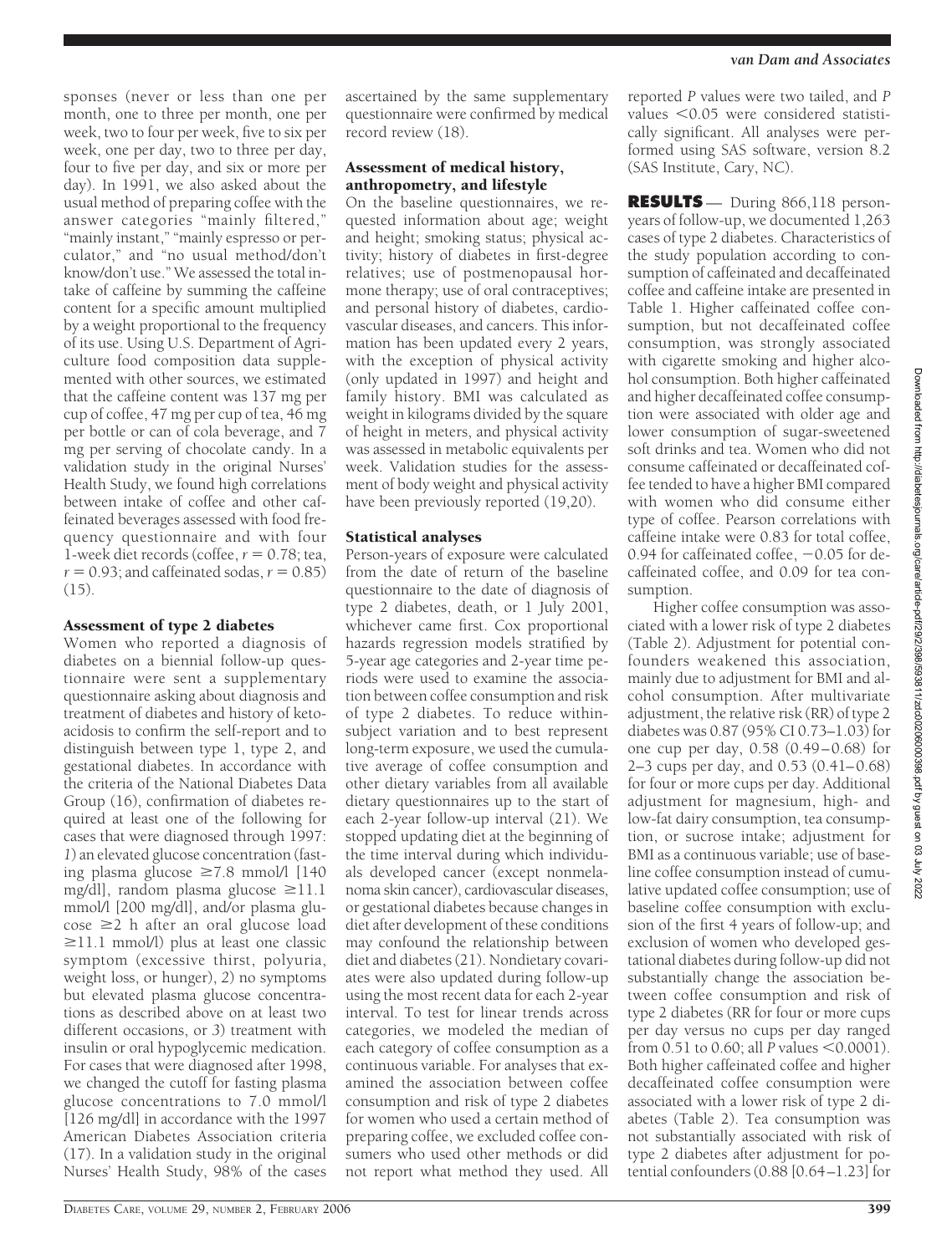sponses (never or less than one per month, one to three per month, one per week, two to four per week, five to six per week, one per day, two to three per day, four to five per day, and six or more per day). In 1991, we also asked about the usual method of preparing coffee with the answer categories "mainly filtered," "mainly instant," "mainly espresso or perculator," and "no usual method/don't know/don't use." We assessed the total intake of caffeine by summing the caffeine content for a specific amount multiplied by a weight proportional to the frequency of its use. Using U.S. Department of Agriculture food composition data supplemented with other sources, we estimated that the caffeine content was 137 mg per cup of coffee, 47 mg per cup of tea, 46 mg per bottle or can of cola beverage, and 7 mg per serving of chocolate candy. In a validation study in the original Nurses' Health Study, we found high correlations between intake of coffee and other caffeinated beverages assessed with food frequency questionnaire and with four 1-week diet records (coffee, $r = 0.78$; tea, $r = 0.93$; and caffeinated sodas, $r = 0.85$) (15).

### Assessment of type 2 diabetes

Women who reported a diagnosis of diabetes on a biennial follow-up questionnaire were sent a supplementary questionnaire asking about diagnosis and treatment of diabetes and history of ketoacidosis to confirm the self-report and to distinguish between type 1, type 2, and gestational diabetes. In accordance with the criteria of the National Diabetes Data Group (16), confirmation of diabetes required at least one of the following for cases that were diagnosed through 1997: *1*) an elevated glucose concentration (fasting plasma glucose $\geq$7.8 mmol/l [140 mg/dl], random plasma glucose $\geq$11.1 mmol/l [200 mg/dl], and/or plasma glucose $\geq$2 h after an oral glucose load $\geq$11.1 mmol/l) plus at least one classic symptom (excessive thirst, polyuria, weight loss, or hunger), *2*) no symptoms but elevated plasma glucose concentrations as described above on at least two different occasions, or *3*) treatment with insulin or oral hypoglycemic medication. For cases that were diagnosed after 1998, we changed the cutoff for fasting plasma glucose concentrations to 7.0 mmol/l [126 mg/dl] in accordance with the 1997 American Diabetes Association criteria (17). In a validation study in the original Nurses' Health Study, 98% of the cases ascertained by the same supplementary questionnaire were confirmed by medical record review (18).

### Assessment of medical history, anthropometry, and lifestyle

On the baseline questionnaires, we requested information about age; weight and height; smoking status; physical activity; history of diabetes in first-degree relatives; use of postmenopausal hormone therapy; use of oral contraceptives; and personal history of diabetes, cardiovascular diseases, and cancers. This information has been updated every 2 years, with the exception of physical activity (only updated in 1997) and height and family history. BMI was calculated as weight in kilograms divided by the square of height in meters, and physical activity was assessed in metabolic equivalents per week. Validation studies for the assessment of body weight and physical activity have been previously reported (19,20).

### Statistical analyses

Person-years of exposure were calculated from the date of return of the baseline questionnaire to the date of diagnosis of type 2 diabetes, death, or 1 July 2001, whichever came first. Cox proportional hazards regression models stratified by 5-year age categories and 2-year time periods were used to examine the association between coffee consumption and risk of type 2 diabetes. To reduce within-subject variation and to best represent long-term exposure, we used the cumulative average of coffee consumption and other dietary variables from all available dietary questionnaires up to the start of each 2-year follow-up interval (21). We stopped updating diet at the beginning of the time interval during which individuals developed cancer (except nonmelanoma skin cancer), cardiovascular diseases, or gestational diabetes because changes in diet after development of these conditions may confound the relationship between diet and diabetes (21). Nondietary covariates were also updated during follow-up using the most recent data for each 2-year interval. To test for linear trends across categories, we modeled the median of each category of coffee consumption as a continuous variable. For analyses that examined the association between coffee consumption and risk of type 2 diabetes for women who used a certain method of preparing coffee, we excluded coffee consumers who used other methods or did not report what method they used. All reported *P* values were two tailed, and *P* values <0.05 were considered statistically significant. All analyses were performed using SAS software, version 8.2 (SAS Institute, Cary, NC).

## RESULTS

During 866,118 person-years of follow-up, we documented 1,263 cases of type 2 diabetes. Characteristics of the study population according to consumption of caffeinated and decaffeinated coffee and caffeine intake are presented in Table 1. Higher caffeinated coffee consumption, but not decaffeinated coffee consumption, was strongly associated with cigarette smoking and higher alcohol consumption. Both higher caffeinated and higher decaffeinated coffee consumption were associated with older age and lower consumption of sugar-sweetened soft drinks and tea. Women who did not consume caffeinated or decaffeinated coffee tended to have a higher BMI compared with women who did consume either type of coffee. Pearson correlations with caffeine intake were 0.83 for total coffee, 0.94 for caffeinated coffee, −0.05 for decaffeinated coffee, and 0.09 for tea consumption.

Higher coffee consumption was associated with a lower risk of type 2 diabetes (Table 2). Adjustment for potential confounders weakened this association, mainly due to adjustment for BMI and alcohol consumption. After multivariate adjustment, the relative risk (RR) of type 2 diabetes was 0.87 (95% CI 0.73–1.03) for one cup per day, 0.58 (0.49–0.68) for 2–3 cups per day, and 0.53 (0.41–0.68) for four or more cups per day. Additional adjustment for magnesium, high- and low-fat dairy consumption, tea consumption, or sucrose intake; adjustment for BMI as a continuous variable; use of baseline coffee consumption instead of cumulative updated coffee consumption; use of baseline coffee consumption with exclusion of the first 4 years of follow-up; and exclusion of women who developed gestational diabetes during follow-up did not substantially change the association between coffee consumption and risk of type 2 diabetes (RR for four or more cups per day versus no cups per day ranged from 0.51 to 0.60; all *P* values <0.0001). Both higher caffeinated coffee and higher decaffeinated coffee consumption were associated with a lower risk of type 2 diabetes (Table 2). Tea consumption was not substantially associated with risk of type 2 diabetes after adjustment for potential confounders (0.88 [0.64–1.23] for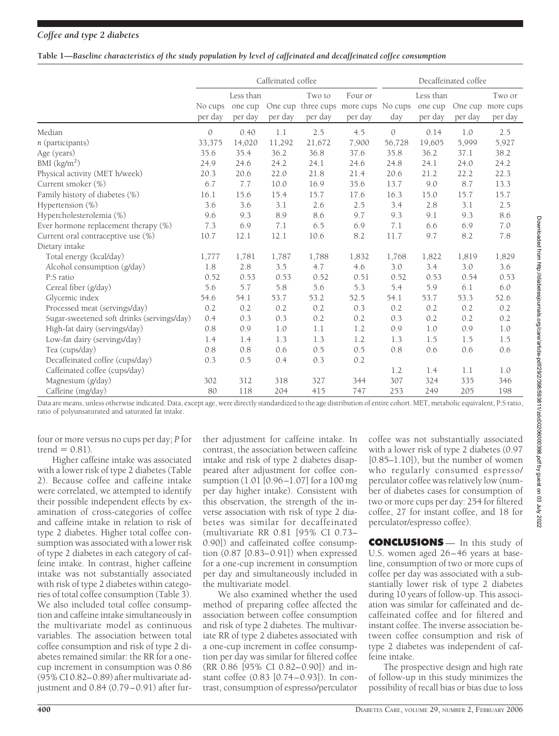**Table 1—Baseline characteristics of the study population by level of caffeinated and decaffeinated coffee consumption**

| | Caffeinated coffee | | | | | Decaffeinated coffee | | | |
|---|---|---|---|---|---|---|---|---|---|
| | No cups per day | Less than one cup per day | One cup per day | Two to three cups per day | Four or more cups per day | No cups day | Less than one cup per day | One cup per day | Two or more cups per day |
| Median | 0 | 0.40 | 1.1 | 2.5 | 4.5 | 0 | 0.14 | 1.0 | 2.5 |
| *n* (participants) | 33,375 | 14,020 | 11,292 | 21,672 | 7,900 | 56,728 | 19,605 | 5,999 | 5,927 |
| Age (years) | 35.6 | 35.4 | 36.2 | 36.8 | 37.6 | 35.8 | 36.2 | 37.1 | 38.2 |
| BMI (kg/m$^2$) | 24.9 | 24.6 | 24.2 | 24.1 | 24.6 | 24.8 | 24.1 | 24.0 | 24.2 |
| Physical activity (MET h/week) | 20.3 | 20.6 | 22.0 | 21.8 | 21.4 | 20.6 | 21.2 | 22.2 | 22.3 |
| Current smoker (%) | 6.7 | 7.7 | 10.0 | 16.9 | 35.6 | 13.7 | 9.0 | 8.7 | 13.3 |
| Family history of diabetes (%) | 16.1 | 15.6 | 15.4 | 15.7 | 17.6 | 16.3 | 15.0 | 15.7 | 15.7 |
| Hypertension (%) | 3.6 | 3.6 | 3.1 | 2.6 | 2.5 | 3.4 | 2.8 | 3.1 | 2.5 |
| Hypercholesterolemia (%) | 9.6 | 9.3 | 8.9 | 8.6 | 9.7 | 9.3 | 9.1 | 9.3 | 8.6 |
| Ever hormone replacement therapy (%) | 7.3 | 6.9 | 7.1 | 6.5 | 6.9 | 7.1 | 6.6 | 6.9 | 7.0 |
| Current oral contraceptive use (%) | 10.7 | 12.1 | 12.1 | 10.6 | 8.2 | 11.7 | 9.7 | 8.2 | 7.8 |
| Dietary intake | | | | | | | | | |
| Total energy (kcal/day) | 1,777 | 1,781 | 1,787 | 1,788 | 1,832 | 1,768 | 1,822 | 1,819 | 1,829 |
| Alcohol consumption (g/day) | 1.8 | 2.8 | 3.5 | 4.7 | 4.6 | 3.0 | 3.4 | 3.0 | 3.6 |
| P:S ratio | 0.52 | 0.53 | 0.53 | 0.52 | 0.51 | 0.52 | 0.53 | 0.54 | 0.53 |
| Cereal fiber (g/day) | 5.6 | 5.7 | 5.8 | 5.6 | 5.3 | 5.4 | 5.9 | 6.1 | 6.0 |
| Glycemic index | 54.6 | 54.1 | 53.7 | 53.2 | 52.5 | 54.1 | 53.7 | 53.3 | 52.6 |
| Processed meat (servings/day) | 0.2 | 0.2 | 0.2 | 0.2 | 0.3 | 0.2 | 0.2 | 0.2 | 0.2 |
| Sugar-sweetened soft drinks (servings/day) | 0.4 | 0.3 | 0.3 | 0.2 | 0.2 | 0.3 | 0.2 | 0.2 | 0.2 |
| High-fat dairy (servings/day) | 0.8 | 0.9 | 1.0 | 1.1 | 1.2 | 0.9 | 1.0 | 0.9 | 1.0 |
| Low-fat dairy (servings/day) | 1.4 | 1.4 | 1.3 | 1.3 | 1.2 | 1.3 | 1.5 | 1.5 | 1.5 |
| Tea (cups/day) | 0.8 | 0.8 | 0.6 | 0.5 | 0.5 | 0.8 | 0.6 | 0.6 | 0.6 |
| Decaffeinated coffee (cups/day) | 0.3 | 0.5 | 0.4 | 0.3 | 0.2 | | | | |
| Caffeinated coffee (cups/day) | | | | | | 1.2 | 1.4 | 1.1 | 1.0 |
| Magnesium (g/day) | 302 | 312 | 318 | 327 | 344 | 307 | 324 | 335 | 346 |
| Caffeine (mg/day) | 80 | 118 | 204 | 415 | 747 | 253 | 249 | 205 | 198 |

Data are means, unless otherwise indicated. Data, except age, were directly standardized to the age distribution of entire cohort. MET, metabolic equivalent, P:S ratio, ratio of polyunsaturated and saturated fat intake.

four or more versus no cups per day; *P* for trend = 0.81).

Higher caffeine intake was associated with a lower risk of type 2 diabetes (Table 2). Because coffee and caffeine intake were correlated, we attempted to identify their possible independent effects by examination of cross-categories of coffee and caffeine intake in relation to risk of type 2 diabetes. Higher total coffee consumption was associated with a lower risk of type 2 diabetes in each category of caffeine intake. In contrast, higher caffeine intake was not substantially associated with risk of type 2 diabetes within categories of total coffee consumption (Table 3). We also included total coffee consumption and caffeine intake simultaneously in the multivariate model as continuous variables. The association between total coffee consumption and risk of type 2 diabetes remained similar: the RR for a one-cup increment in consumption was 0.86 (95% CI 0.82–0.89) after multivariate adjustment and 0.84 (0.79–0.91) after further adjustment for caffeine intake. In contrast, the association between caffeine intake and risk of type 2 diabetes disappeared after adjustment for coffee consumption (1.01 [0.96–1.07] for a 100 mg per day higher intake). Consistent with this observation, the strength of the inverse association with risk of type 2 diabetes was similar for decaffeinated (multivariate RR 0.81 [95% CI 0.73–0.90]) and caffeinated coffee consumption (0.87 [0.83–0.91]) when expressed for a one-cup increment in consumption per day and simultaneously included in the multivariate model.

We also examined whether the used method of preparing coffee affected the association between coffee consumption and risk of type 2 diabetes. The multivariate RR of type 2 diabetes associated with a one-cup increment in coffee consumption per day was similar for filtered coffee (RR 0.86 [95% CI 0.82–0.90]) and instant coffee (0.83 [0.74–0.93]). In contrast, consumption of espresso/perculator coffee was not substantially associated with a lower risk of type 2 diabetes (0.97 [0.85–1.10]), but the number of women who regularly consumed espresso/perculator coffee was relatively low (number of diabetes cases for consumption of two or more cups per day: 254 for filtered coffee, 27 for instant coffee, and 18 for perculator/espresso coffee).

## CONCLUSIONS

In this study of U.S. women aged 26–46 years at baseline, consumption of two or more cups of coffee per day was associated with a substantially lower risk of type 2 diabetes during 10 years of follow-up. This association was similar for caffeinated and decaffeinated coffee and for filtered and instant coffee. The inverse association between coffee consumption and risk of type 2 diabetes was independent of caffeine intake.

The prospective design and high rate of follow-up in this study minimizes the possibility of recall bias or bias due to loss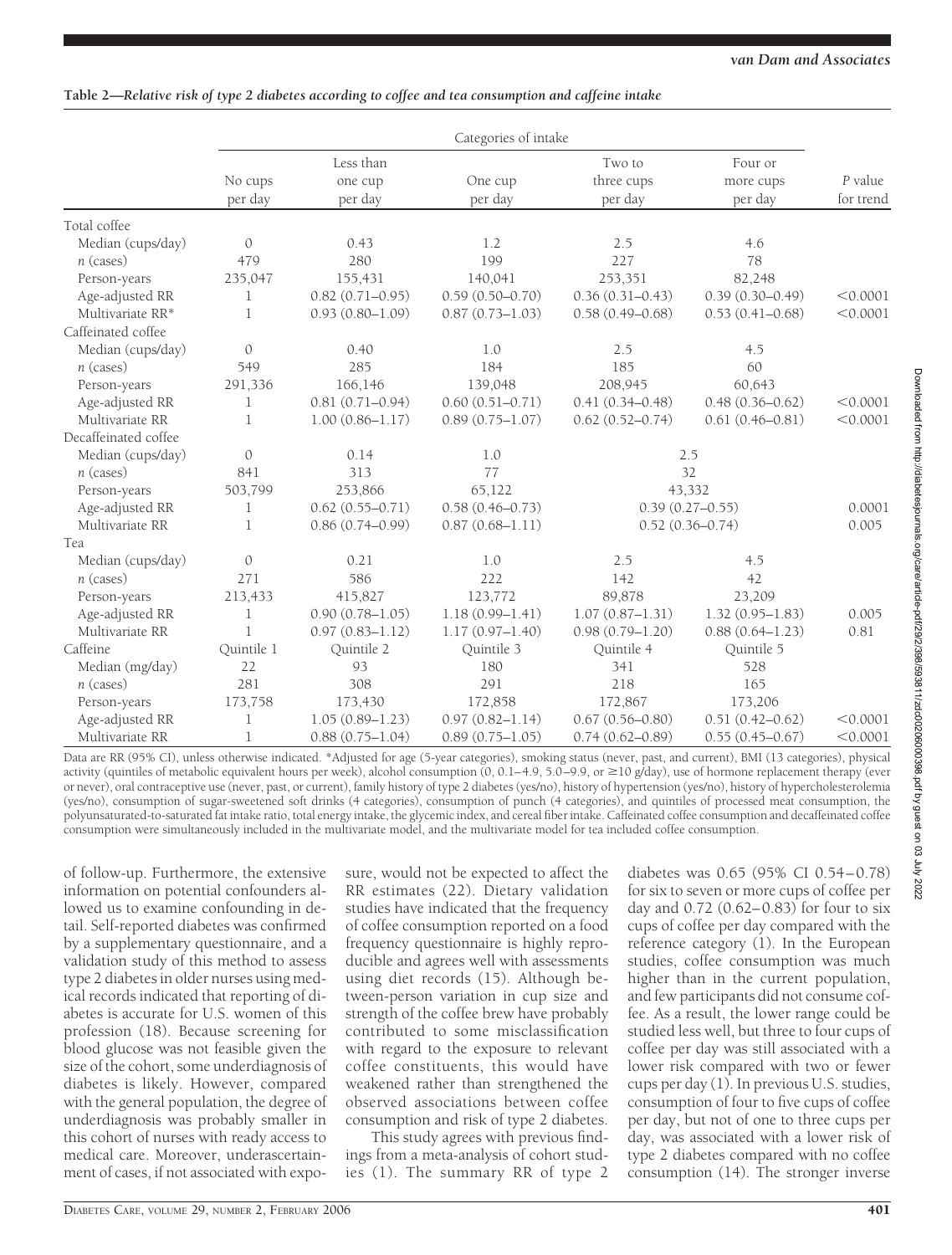**Table 2—Relative risk of type 2 diabetes according to coffee and tea consumption and caffeine intake**

| | Categories of intake | | | | | |
|---|---|---|---|---|---|---|
| | No cups per day | Less than one cup per day | One cup per day | Two to three cups per day | Four or more cups per day | *P* value for trend |
| Total coffee | | | | | | |
| Median (cups/day) | 0 | 0.43 | 1.2 | 2.5 | 4.6 | |
| *n* (cases) | 479 | 280 | 199 | 227 | 78 | |
| Person-years | 235,047 | 155,431 | 140,041 | 253,351 | 82,248 | |
| Age-adjusted RR | 1 | 0.82 (0.71–0.95) | 0.59 (0.50–0.70) | 0.36 (0.31–0.43) | 0.39 (0.30–0.49) | <0.0001 |
| Multivariate RR* | 1 | 0.93 (0.80–1.09) | 0.87 (0.73–1.03) | 0.58 (0.49–0.68) | 0.53 (0.41–0.68) | <0.0001 |
| Caffeinated coffee | | | | | | |
| Median (cups/day) | 0 | 0.40 | 1.0 | 2.5 | 4.5 | |
| *n* (cases) | 549 | 285 | 184 | 185 | 60 | |
| Person-years | 291,336 | 166,146 | 139,048 | 208,945 | 60,643 | |
| Age-adjusted RR | 1 | 0.81 (0.71–0.94) | 0.60 (0.51–0.71) | 0.41 (0.34–0.48) | 0.48 (0.36–0.62) | <0.0001 |
| Multivariate RR | 1 | 1.00 (0.86–1.17) | 0.89 (0.75–1.07) | 0.62 (0.52–0.74) | 0.61 (0.46–0.81) | <0.0001 |
| Decaffeinated coffee | | | | | | |
| Median (cups/day) | 0 | 0.14 | 1.0 | 2.5 | | |
| *n* (cases) | 841 | 313 | 77 | 32 | | |
| Person-years | 503,799 | 253,866 | 65,122 | 43,332 | | |
| Age-adjusted RR | 1 | 0.62 (0.55–0.71) | 0.58 (0.46–0.73) | 0.39 (0.27–0.55) | | 0.0001 |
| Multivariate RR | 1 | 0.86 (0.74–0.99) | 0.87 (0.68–1.11) | 0.52 (0.36–0.74) | | 0.005 |
| Tea | | | | | | |
| Median (cups/day) | 0 | 0.21 | 1.0 | 2.5 | 4.5 | |
| *n* (cases) | 271 | 586 | 222 | 142 | 42 | |
| Person-years | 213,433 | 415,827 | 123,772 | 89,878 | 23,209 | |
| Age-adjusted RR | 1 | 0.90 (0.78–1.05) | 1.18 (0.99–1.41) | 1.07 (0.87–1.31) | 1.32 (0.95–1.83) | 0.005 |
| Multivariate RR | 1 | 0.97 (0.83–1.12) | 1.17 (0.97–1.40) | 0.98 (0.79–1.20) | 0.88 (0.64–1.23) | 0.81 |
| Caffeine | Quintile 1 | Quintile 2 | Quintile 3 | Quintile 4 | Quintile 5 | |
| Median (mg/day) | 22 | 93 | 180 | 341 | 528 | |
| *n* (cases) | 281 | 308 | 291 | 218 | 165 | |
| Person-years | 173,758 | 173,430 | 172,858 | 172,867 | 173,206 | |
| Age-adjusted RR | 1 | 1.05 (0.89–1.23) | 0.97 (0.82–1.14) | 0.67 (0.56–0.80) | 0.51 (0.42–0.62) | <0.0001 |
| Multivariate RR | 1 | 0.88 (0.75–1.04) | 0.89 (0.75–1.05) | 0.74 (0.62–0.89) | 0.55 (0.45–0.67) | <0.0001 |

Data are RR (95% CI), unless otherwise indicated. *Adjusted for age (5-year categories), smoking status (never, past, and current), BMI (13 categories), physical activity (quintiles of metabolic equivalent hours per week), alcohol consumption (0, 0.1–4.9, 5.0–9.9, or ≥10 g/day), use of hormone replacement therapy (ever or never), oral contraceptive use (never, past, or current), family history of type 2 diabetes (yes/no), history of hypertension (yes/no), history of hypercholesterolemia (yes/no), consumption of sugar-sweetened soft drinks (4 categories), consumption of punch (4 categories), and quintiles of processed meat consumption, the polyunsaturated-to-saturated fat intake ratio, total energy intake, the glycemic index, and cereal fiber intake. Caffeinated coffee consumption and decaffeinated coffee consumption were simultaneously included in the multivariate model, and the multivariate model for tea included coffee consumption.

of follow-up. Furthermore, the extensive information on potential confounders allowed us to examine confounding in detail. Self-reported diabetes was confirmed by a supplementary questionnaire, and a validation study of this method to assess type 2 diabetes in older nurses using medical records indicated that reporting of diabetes is accurate for U.S. women of this profession (18). Because screening for blood glucose was not feasible given the size of the cohort, some underdiagnosis of diabetes is likely. However, compared with the general population, the degree of underdiagnosis was probably smaller in this cohort of nurses with ready access to medical care. Moreover, underascertainment of cases, if not associated with exposure, would not be expected to affect the RR estimates (22). Dietary validation studies have indicated that the frequency of coffee consumption reported on a food frequency questionnaire is highly reproducible and agrees well with assessments using diet records (15). Although between-person variation in cup size and strength of the coffee brew have probably contributed to some misclassification with regard to the exposure to relevant coffee constituents, this would have weakened rather than strengthened the observed associations between coffee consumption and risk of type 2 diabetes.

This study agrees with previous findings from a meta-analysis of cohort studies (1). The summary RR of type 2 diabetes was 0.65 (95% CI 0.54–0.78) for six to seven or more cups of coffee per day and 0.72 (0.62–0.83) for four to six cups of coffee per day compared with the reference category (1). In the European studies, coffee consumption was much higher than in the current population, and few participants did not consume coffee. As a result, the lower range could be studied less well, but three to four cups of coffee per day was still associated with a lower risk compared with two or fewer cups per day (1). In previous U.S. studies, consumption of four to five cups of coffee per day, but not of one to three cups per day, was associated with a lower risk of type 2 diabetes compared with no coffee consumption (14). The stronger inverse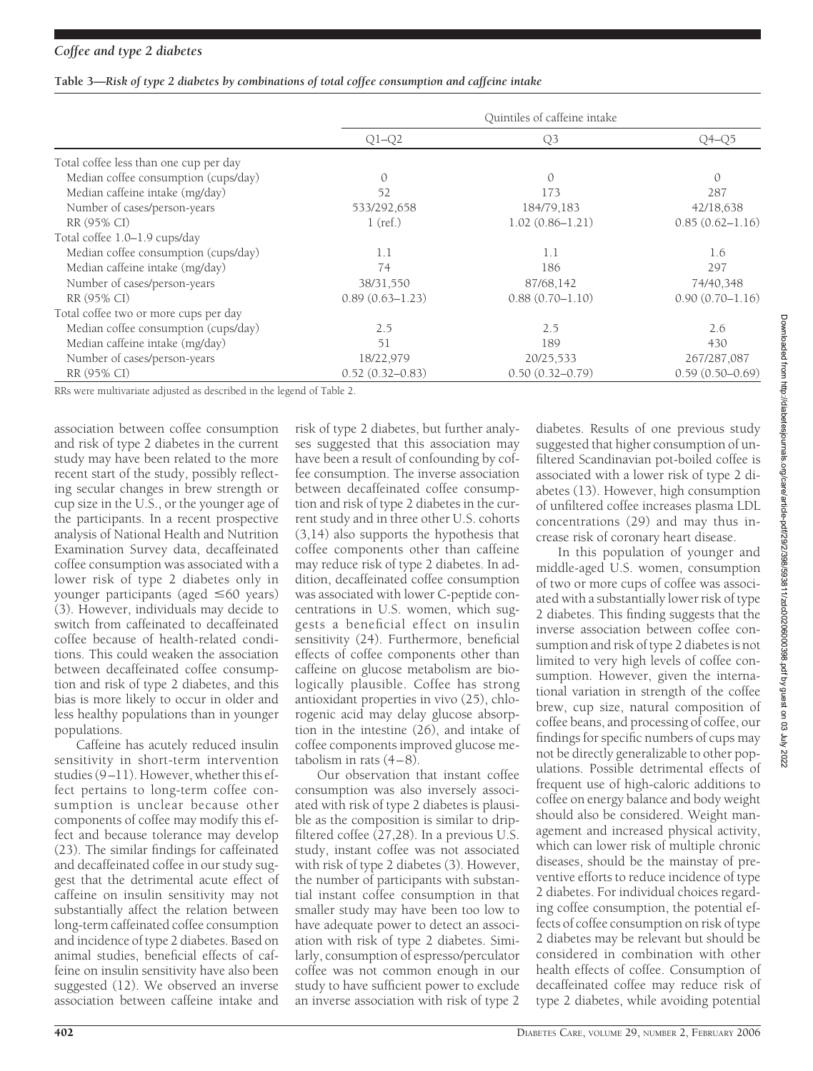**Table 3—*Risk of type 2 diabetes by combinations of total coffee consumption and caffeine intake***

| | Quintiles of caffeine intake | | |
|---|---|---|---|
| | Q1–Q2 | Q3 | Q4–Q5 |
| Total coffee less than one cup per day | | | |
| Median coffee consumption (cups/day) | 0 | 0 | 0 |
| Median caffeine intake (mg/day) | 52 | 173 | 287 |
| Number of cases/person-years | 533/292,658 | 184/79,183 | 42/18,638 |
| RR (95% CI) | 1 (ref.) | 1.02 (0.86–1.21) | 0.85 (0.62–1.16) |
| Total coffee 1.0–1.9 cups/day | | | |
| Median coffee consumption (cups/day) | 1.1 | 1.1 | 1.6 |
| Median caffeine intake (mg/day) | 74 | 186 | 297 |
| Number of cases/person-years | 38/31,550 | 87/68,142 | 74/40,348 |
| RR (95% CI) | 0.89 (0.63–1.23) | 0.88 (0.70–1.10) | 0.90 (0.70–1.16) |
| Total coffee two or more cups per day | | | |
| Median coffee consumption (cups/day) | 2.5 | 2.5 | 2.6 |
| Median caffeine intake (mg/day) | 51 | 189 | 430 |
| Number of cases/person-years | 18/22,979 | 20/25,533 | 267/287,087 |
| RR (95% CI) | 0.52 (0.32–0.83) | 0.50 (0.32–0.79) | 0.59 (0.50–0.69) |

RRs were multivariate adjusted as described in the legend of Table 2.

association between coffee consumption and risk of type 2 diabetes in the current study may have been related to the more recent start of the study, possibly reflecting secular changes in brew strength or cup size in the U.S., or the younger age of the participants. In a recent prospective analysis of National Health and Nutrition Examination Survey data, decaffeinated coffee consumption was associated with a lower risk of type 2 diabetes only in younger participants (aged ≤60 years) (3). However, individuals may decide to switch from caffeinated to decaffeinated coffee because of health-related conditions. This could weaken the association between decaffeinated coffee consumption and risk of type 2 diabetes, and this bias is more likely to occur in older and less healthy populations than in younger populations.

Caffeine has acutely reduced insulin sensitivity in short-term intervention studies (9–11). However, whether this effect pertains to long-term coffee consumption is unclear because other components of coffee may modify this effect and because tolerance may develop (23). The similar findings for caffeinated and decaffeinated coffee in our study suggest that the detrimental acute effect of caffeine on insulin sensitivity may not substantially affect the relation between long-term caffeinated coffee consumption and incidence of type 2 diabetes. Based on animal studies, beneficial effects of caffeine on insulin sensitivity have also been suggested (12). We observed an inverse association between caffeine intake and risk of type 2 diabetes, but further analyses suggested that this association may have been a result of confounding by coffee consumption. The inverse association between decaffeinated coffee consumption and risk of type 2 diabetes in the current study and in three other U.S. cohorts (3,14) also supports the hypothesis that coffee components other than caffeine may reduce risk of type 2 diabetes. In addition, decaffeinated coffee consumption was associated with lower C-peptide concentrations in U.S. women, which suggests a beneficial effect on insulin sensitivity (24). Furthermore, beneficial effects of coffee components other than caffeine on glucose metabolism are biologically plausible. Coffee has strong antioxidant properties in vivo (25), chlorogenic acid may delay glucose absorption in the intestine (26), and intake of coffee components improved glucose metabolism in rats (4–8).

Our observation that instant coffee consumption was also inversely associated with risk of type 2 diabetes is plausible as the composition is similar to drip-filtered coffee (27,28). In a previous U.S. study, instant coffee was not associated with risk of type 2 diabetes (3). However, the number of participants with substantial instant coffee consumption in that smaller study may have been too low to have adequate power to detect an association with risk of type 2 diabetes. Similarly, consumption of espresso/perculator coffee was not common enough in our study to have sufficient power to exclude an inverse association with risk of type 2 diabetes. Results of one previous study suggested that higher consumption of unfiltered Scandinavian pot-boiled coffee is associated with a lower risk of type 2 diabetes (13). However, high consumption of unfiltered coffee increases plasma LDL concentrations (29) and may thus increase risk of coronary heart disease.

In this population of younger and middle-aged U.S. women, consumption of two or more cups of coffee was associated with a substantially lower risk of type 2 diabetes. This finding suggests that the inverse association between coffee consumption and risk of type 2 diabetes is not limited to very high levels of coffee consumption. However, given the international variation in strength of the coffee brew, cup size, natural composition of coffee beans, and processing of coffee, our findings for specific numbers of cups may not be directly generalizable to other populations. Possible detrimental effects of frequent use of high-caloric additions to coffee on energy balance and body weight should also be considered. Weight management and increased physical activity, which can lower risk of multiple chronic diseases, should be the mainstay of preventive efforts to reduce incidence of type 2 diabetes. For individual choices regarding coffee consumption, the potential effects of coffee consumption on risk of type 2 diabetes may be relevant but should be considered in combination with other health effects of coffee. Consumption of decaffeinated coffee may reduce risk of type 2 diabetes, while avoiding potential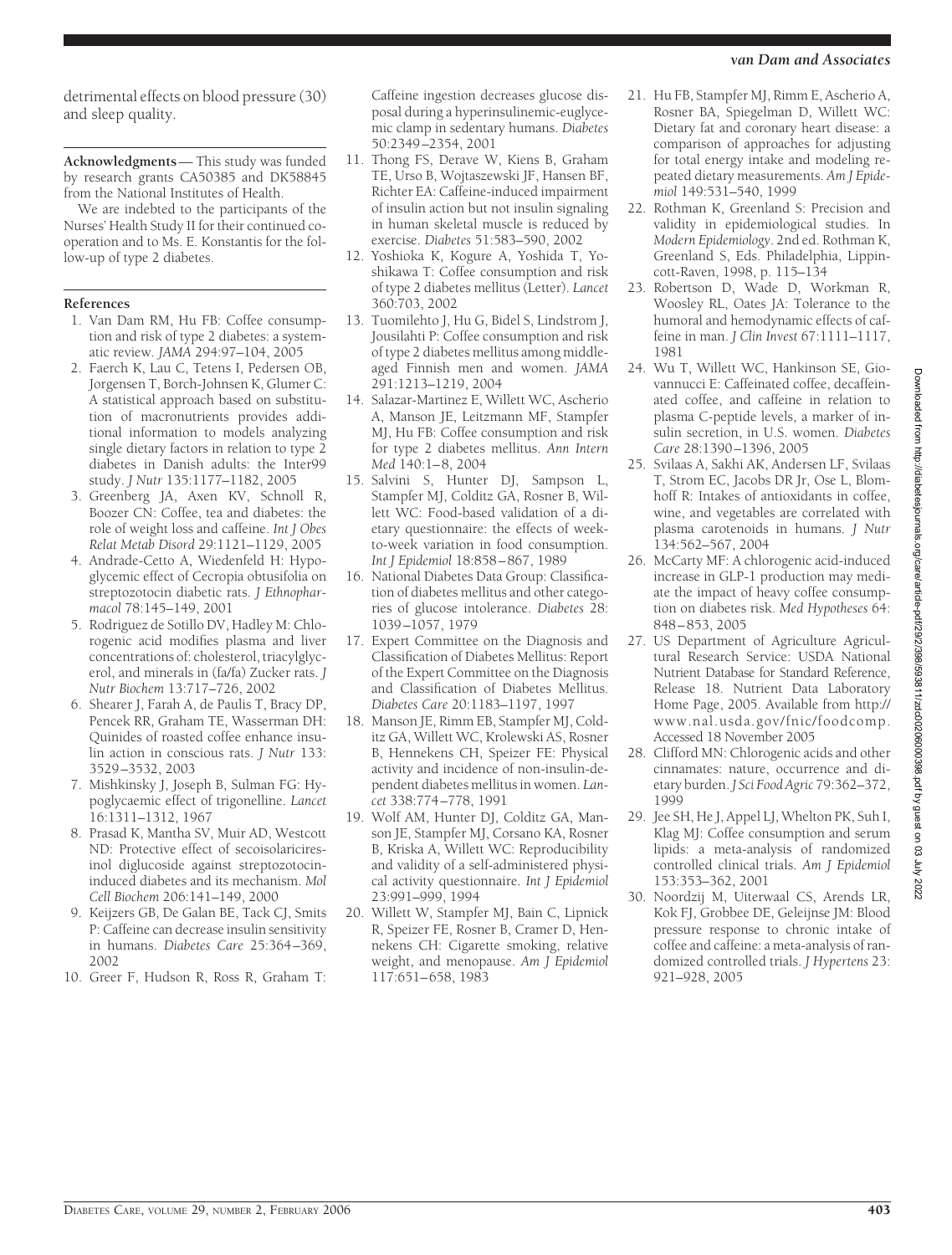detrimental effects on blood pressure (30) and sleep quality.

**Acknowledgments**— This study was funded by research grants CA50385 and DK58845 from the National Institutes of Health.

We are indebted to the participants of the Nurses' Health Study II for their continued cooperation and to Ms. E. Konstantis for the follow-up of type 2 diabetes.

## References

1. Van Dam RM, Hu FB: Coffee consumption and risk of type 2 diabetes: a systematic review. *JAMA* 294:97–104, 2005
2. Faerch K, Lau C, Tetens I, Pedersen OB, Jorgensen T, Borch-Johnsen K, Glumer C: A statistical approach based on substitution of macronutrients provides additional information to models analyzing single dietary factors in relation to type 2 diabetes in Danish adults: the Inter99 study. *J Nutr* 135:1177–1182, 2005
3. Greenberg JA, Axen KV, Schnoll R, Boozer CN: Coffee, tea and diabetes: the role of weight loss and caffeine. *Int J Obes Relat Metab Disord* 29:1121–1129, 2005
4. Andrade-Cetto A, Wiedenfeld H: Hypoglycemic effect of Cecropia obtusifolia on streptozotocin diabetic rats. *J Ethnopharmacol* 78:145–149, 2001
5. Rodriguez de Sotillo DV, Hadley M: Chlorogenic acid modifies plasma and liver concentrations of: cholesterol, triacylglycerol, and minerals in (fa/fa) Zucker rats. *J Nutr Biochem* 13:717–726, 2002
6. Shearer J, Farah A, de Paulis T, Bracy DP, Pencek RR, Graham TE, Wasserman DH: Quinides of roasted coffee enhance insulin action in conscious rats. *J Nutr* 133: 3529–3532, 2003
7. Mishkinsky J, Joseph B, Sulman FG: Hypoglycaemic effect of trigonelline. *Lancet* 16:1311–1312, 1967
8. Prasad K, Mantha SV, Muir AD, Westcott ND: Protective effect of secoisolariciresinol diglucoside against streptozotocin-induced diabetes and its mechanism. *Mol Cell Biochem* 206:141–149, 2000
9. Keijzers GB, De Galan BE, Tack CJ, Smits P: Caffeine can decrease insulin sensitivity in humans. *Diabetes Care* 25:364–369, 2002
10. Greer F, Hudson R, Ross R, Graham T: Caffeine ingestion decreases glucose disposal during a hyperinsulinemic-euglycemic clamp in sedentary humans. *Diabetes* 50:2349–2354, 2001
11. Thong FS, Derave W, Kiens B, Graham TE, Urso B, Wojtaszewski JF, Hansen BF, Richter EA: Caffeine-induced impairment of insulin action but not insulin signaling in human skeletal muscle is reduced by exercise. *Diabetes* 51:583–590, 2002
12. Yoshioka K, Kogure A, Yoshida T, Yoshikawa T: Coffee consumption and risk of type 2 diabetes mellitus (Letter). *Lancet* 360:703, 2002
13. Tuomilehto J, Hu G, Bidel S, Lindstrom J, Jousilahti P: Coffee consumption and risk of type 2 diabetes mellitus among middle-aged Finnish men and women. *JAMA* 291:1213–1219, 2004
14. Salazar-Martinez E, Willett WC, Ascherio A, Manson JE, Leitzmann MF, Stampfer MJ, Hu FB: Coffee consumption and risk for type 2 diabetes mellitus. *Ann Intern Med* 140:1–8, 2004
15. Salvini S, Hunter DJ, Sampson L, Stampfer MJ, Colditz GA, Rosner B, Willett WC: Food-based validation of a dietary questionnaire: the effects of week-to-week variation in food consumption. *Int J Epidemiol* 18:858–867, 1989
16. National Diabetes Data Group: Classification of diabetes mellitus and other categories of glucose intolerance. *Diabetes* 28: 1039–1057, 1979
17. Expert Committee on the Diagnosis and Classification of Diabetes Mellitus: Report of the Expert Committee on the Diagnosis and Classification of Diabetes Mellitus. *Diabetes Care* 20:1183–1197, 1997
18. Manson JE, Rimm EB, Stampfer MJ, Colditz GA, Willett WC, Krolewski AS, Rosner B, Hennekens CH, Speizer FE: Physical activity and incidence of non-insulin-dependent diabetes mellitus in women. *Lancet* 338:774–778, 1991
19. Wolf AM, Hunter DJ, Colditz GA, Manson JE, Stampfer MJ, Corsano KA, Rosner B, Kriska A, Willett WC: Reproducibility and validity of a self-administered physical activity questionnaire. *Int J Epidemiol* 23:991–999, 1994
20. Willett W, Stampfer MJ, Bain C, Lipnick R, Speizer FE, Rosner B, Cramer D, Hennekens CH: Cigarette smoking, relative weight, and menopause. *Am J Epidemiol* 117:651–658, 1983
21. Hu FB, Stampfer MJ, Rimm E, Ascherio A, Rosner BA, Spiegelman D, Willett WC: Dietary fat and coronary heart disease: a comparison of approaches for adjusting for total energy intake and modeling repeated dietary measurements. *Am J Epidemiol* 149:531–540, 1999
22. Rothman K, Greenland S: Precision and validity in epidemiological studies. In *Modern Epidemiology*. 2nd ed. Rothman K, Greenland S, Eds. Philadelphia, Lippincott-Raven, 1998, p. 115–134
23. Robertson D, Wade D, Workman R, Woosley RL, Oates JA: Tolerance to the humoral and hemodynamic effects of caffeine in man. *J Clin Invest* 67:1111–1117, 1981
24. Wu T, Willett WC, Hankinson SE, Giovannucci E: Caffeinated coffee, decaffeinated coffee, and caffeine in relation to plasma C-peptide levels, a marker of insulin secretion, in U.S. women. *Diabetes Care* 28:1390–1396, 2005
25. Svilaas A, Sakhi AK, Andersen LF, Svilaas T, Strom EC, Jacobs DR Jr, Ose L, Blomhoff R: Intakes of antioxidants in coffee, wine, and vegetables are correlated with plasma carotenoids in humans. *J Nutr* 134:562–567, 2004
26. McCarty MF: A chlorogenic acid-induced increase in GLP-1 production may mediate the impact of heavy coffee consumption on diabetes risk. *Med Hypotheses* 64: 848–853, 2005
27. US Department of Agriculture Agricultural Research Service: USDA National Nutrient Database for Standard Reference, Release 18. Nutrient Data Laboratory Home Page, 2005. Available from http://www.nal.usda.gov/fnic/foodcomp. Accessed 18 November 2005
28. Clifford MN: Chlorogenic acids and other cinnamates: nature, occurrence and dietary burden. *J Sci Food Agric* 79:362–372, 1999
29. Jee SH, He J, Appel LJ, Whelton PK, Suh I, Klag MJ: Coffee consumption and serum lipids: a meta-analysis of randomized controlled clinical trials. *Am J Epidemiol* 153:353–362, 2001
30. Noordzij M, Uiterwaal CS, Arends LR, Kok FJ, Grobbee DE, Geleijnse JM: Blood pressure response to chronic intake of coffee and caffeine: a meta-analysis of randomized controlled trials. *J Hypertens* 23: 921–928, 2005